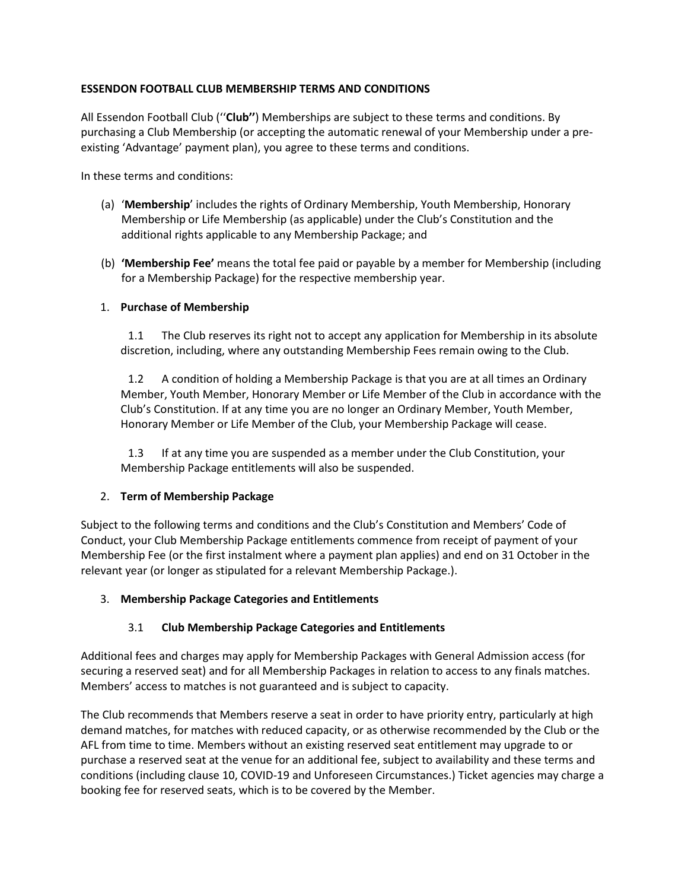**ESSENDON FOOTBALL CLUB MEMBERSHIP TERMS AND CONDITIONS**

All Essendon Football Club (''**Club''**) Memberships are subject to these terms and conditions. By purchasing a Club Membership (or accepting the automatic renewal of your Membership under a pre-existing 'Advantage' payment plan), you agree to these terms and conditions.

In these terms and conditions:

(a) '**Membership**' includes the rights of Ordinary Membership, Youth Membership, Honorary Membership or Life Membership (as applicable) under the Club's Constitution and the additional rights applicable to any Membership Package; and

(b) **'Membership Fee'** means the total fee paid or payable by a member for Membership (including for a Membership Package) for the respective membership year.

1. **Purchase of Membership**

1.1 The Club reserves its right not to accept any application for Membership in its absolute discretion, including, where any outstanding Membership Fees remain owing to the Club.

1.2 A condition of holding a Membership Package is that you are at all times an Ordinary Member, Youth Member, Honorary Member or Life Member of the Club in accordance with the Club's Constitution. If at any time you are no longer an Ordinary Member, Youth Member, Honorary Member or Life Member of the Club, your Membership Package will cease.

1.3 If at any time you are suspended as a member under the Club Constitution, your Membership Package entitlements will also be suspended.

2. **Term of Membership Package**

Subject to the following terms and conditions and the Club's Constitution and Members' Code of Conduct, your Club Membership Package entitlements commence from receipt of payment of your Membership Fee (or the first instalment where a payment plan applies) and end on 31 October in the relevant year (or longer as stipulated for a relevant Membership Package.).

3. **Membership Package Categories and Entitlements**

3.1 **Club Membership Package Categories and Entitlements**

Additional fees and charges may apply for Membership Packages with General Admission access (for securing a reserved seat) and for all Membership Packages in relation to access to any finals matches. Members' access to matches is not guaranteed and is subject to capacity.

The Club recommends that Members reserve a seat in order to have priority entry, particularly at high demand matches, for matches with reduced capacity, or as otherwise recommended by the Club or the AFL from time to time. Members without an existing reserved seat entitlement may upgrade to or purchase a reserved seat at the venue for an additional fee, subject to availability and these terms and conditions (including clause 10, COVID-19 and Unforeseen Circumstances.) Ticket agencies may charge a booking fee for reserved seats, which is to be covered by the Member.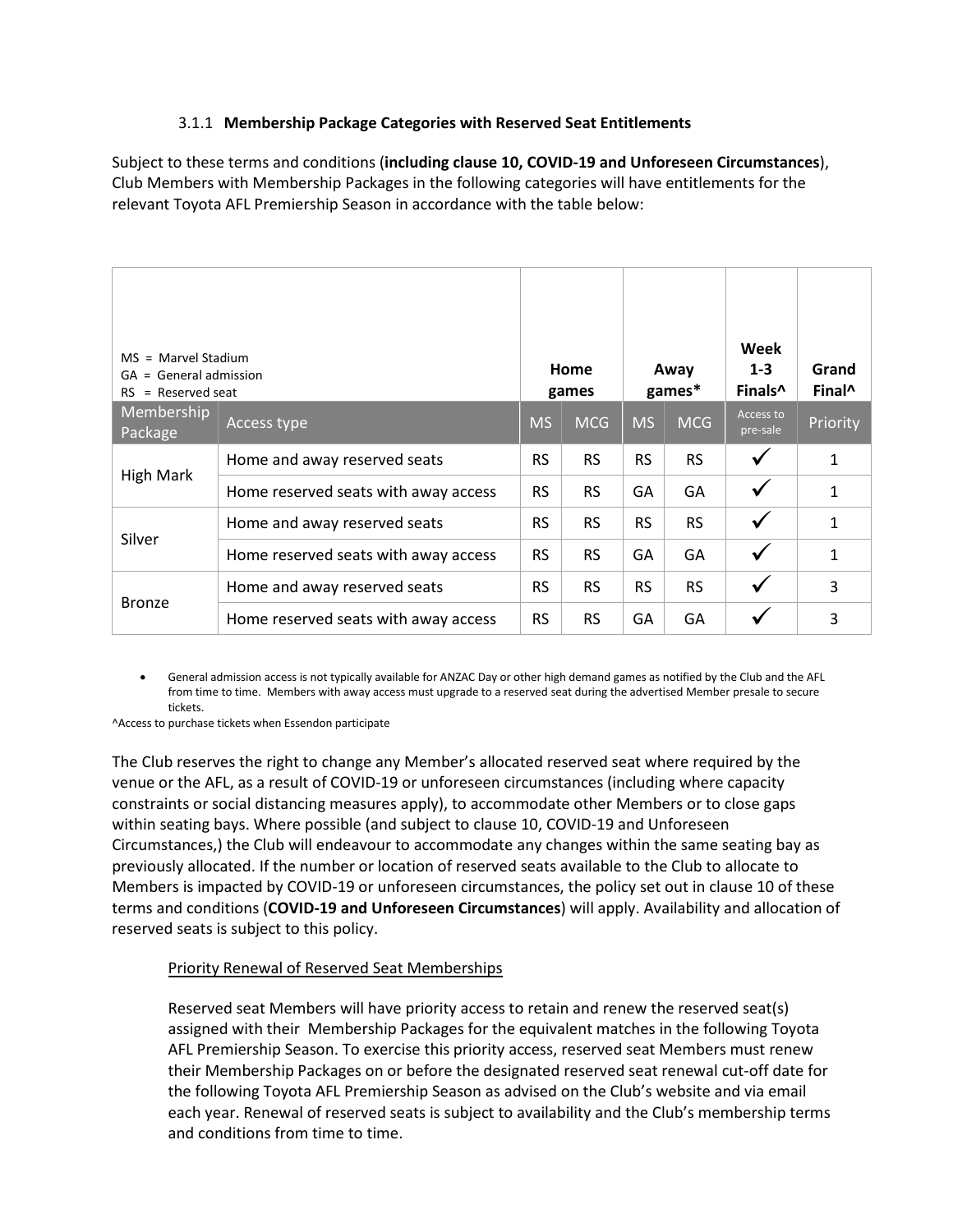#### 3.1.1 **Membership Package Categories with Reserved Seat Entitlements**

Subject to these terms and conditions (**including clause 10, COVID-19 and Unforeseen Circumstances**), Club Members with Membership Packages in the following categories will have entitlements for the relevant Toyota AFL Premiership Season in accordance with the table below:

| MS = Marvel Stadium<br>GA = General admission<br>RS = Reserved seat | | Home games | | Away games* | | Week 1-3 Finals^ | Grand Final^ |
|---|---|---|---|---|---|---|---|
| Membership Package | Access type | MS | MCG | MS | MCG | Access to pre-sale | Priority |
| High Mark | Home and away reserved seats | RS | RS | RS | RS | ✓ | 1 |
| | Home reserved seats with away access | RS | RS | GA | GA | ✓ | 1 |
| Silver | Home and away reserved seats | RS | RS | RS | RS | ✓ | 1 |
| | Home reserved seats with away access | RS | RS | GA | GA | ✓ | 1 |
| Bronze | Home and away reserved seats | RS | RS | RS | RS | ✓ | 3 |
| | Home reserved seats with away access | RS | RS | GA | GA | ✓ | 3 |

- General admission access is not typically available for ANZAC Day or other high demand games as notified by the Club and the AFL from time to time. Members with away access must upgrade to a reserved seat during the advertised Member presale to secure tickets.

^Access to purchase tickets when Essendon participate

The Club reserves the right to change any Member's allocated reserved seat where required by the venue or the AFL, as a result of COVID-19 or unforeseen circumstances (including where capacity constraints or social distancing measures apply), to accommodate other Members or to close gaps within seating bays. Where possible (and subject to clause 10, COVID-19 and Unforeseen Circumstances,) the Club will endeavour to accommodate any changes within the same seating bay as previously allocated. If the number or location of reserved seats available to the Club to allocate to Members is impacted by COVID-19 or unforeseen circumstances, the policy set out in clause 10 of these terms and conditions (**COVID-19 and Unforeseen Circumstances**) will apply. Availability and allocation of reserved seats is subject to this policy.

Priority Renewal of Reserved Seat Memberships

Reserved seat Members will have priority access to retain and renew the reserved seat(s) assigned with their Membership Packages for the equivalent matches in the following Toyota AFL Premiership Season. To exercise this priority access, reserved seat Members must renew their Membership Packages on or before the designated reserved seat renewal cut-off date for the following Toyota AFL Premiership Season as advised on the Club's website and via email each year. Renewal of reserved seats is subject to availability and the Club's membership terms and conditions from time to time.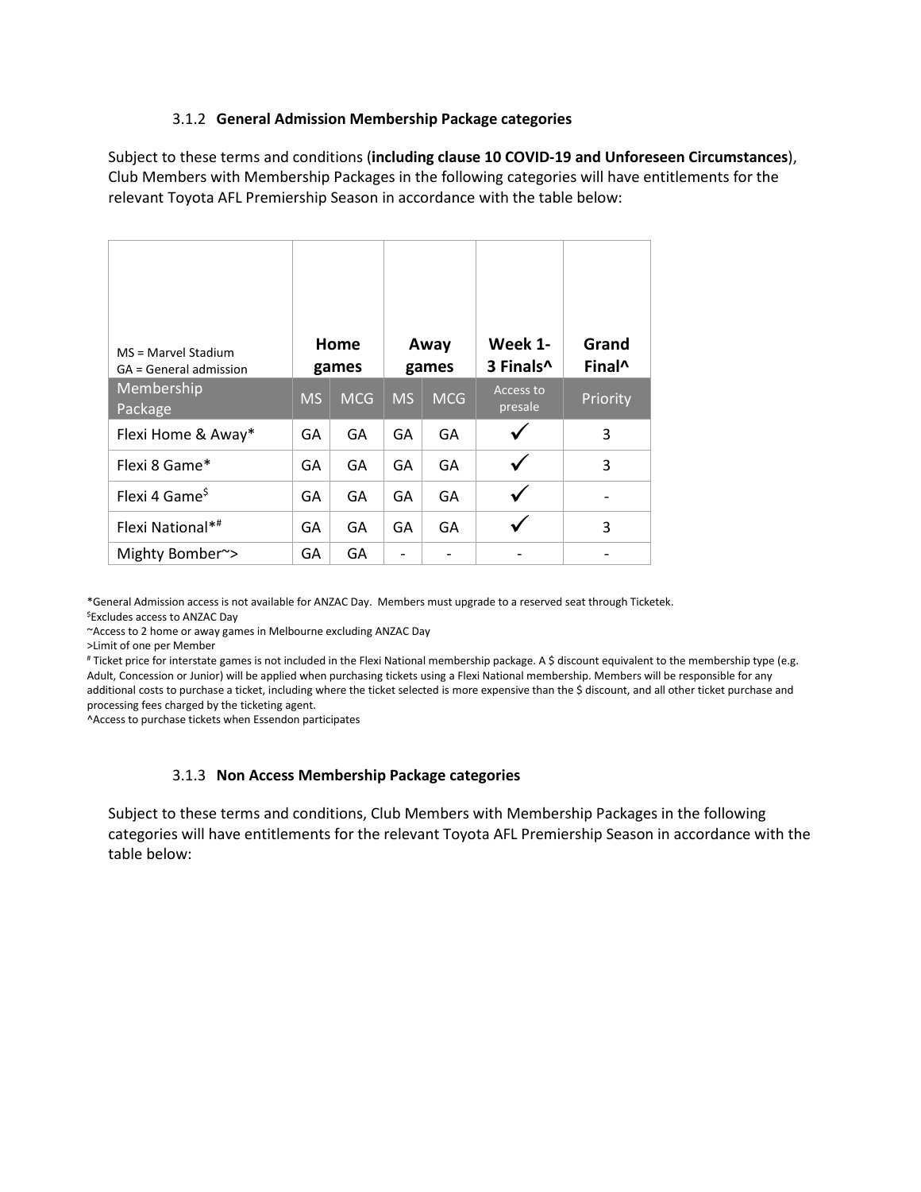### 3.1.2 **General Admission Membership Package categories**

Subject to these terms and conditions (**including clause 10 COVID-19 and Unforeseen Circumstances**), Club Members with Membership Packages in the following categories will have entitlements for the relevant Toyota AFL Premiership Season in accordance with the table below:

| MS = Marvel Stadium<br>GA = General admission | Home games | | Away games | | Week 1-3 Finals^ | Grand Final^ |
|---|---|---|---|---|---|---|
| Membership Package | MS | MCG | MS | MCG | Access to presale | Priority |
| Flexi Home & Away* | GA | GA | GA | GA | ✓ | 3 |
| Flexi 8 Game* | GA | GA | GA | GA | ✓ | 3 |
| Flexi 4 Game$ | GA | GA | GA | GA | ✓ | - |
| Flexi National*# | GA | GA | GA | GA | ✓ | 3 |
| Mighty Bomber~> | GA | GA | - | - | - | - |

*General Admission access is not available for ANZAC Day. Members must upgrade to a reserved seat through Ticketek.

$Excludes access to ANZAC Day

~Access to 2 home or away games in Melbourne excluding ANZAC Day

>Limit of one per Member

# Ticket price for interstate games is not included in the Flexi National membership package. A $ discount equivalent to the membership type (e.g. Adult, Concession or Junior) will be applied when purchasing tickets using a Flexi National membership. Members will be responsible for any additional costs to purchase a ticket, including where the ticket selected is more expensive than the $ discount, and all other ticket purchase and processing fees charged by the ticketing agent.

^Access to purchase tickets when Essendon participates

### 3.1.3 **Non Access Membership Package categories**

Subject to these terms and conditions, Club Members with Membership Packages in the following categories will have entitlements for the relevant Toyota AFL Premiership Season in accordance with the table below: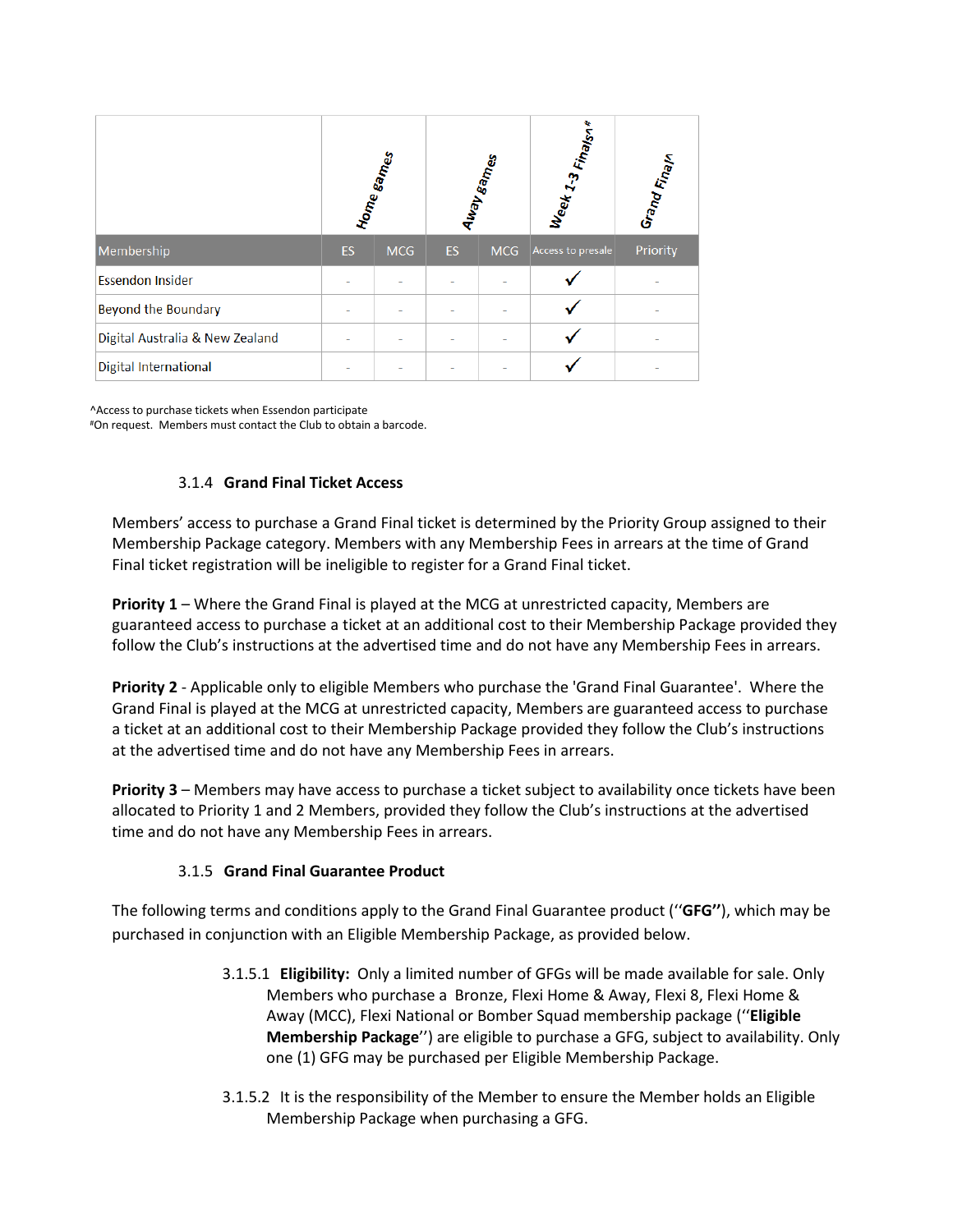| | Home games | | Away games | | Week 1-3 Finals^# | Grand Final^ |
|---|---|---|---|---|---|---|
| Membership | ES | MCG | ES | MCG | Access to presale | Priority |
| Essendon Insider | - | - | - | - | ✓ | - |
| Beyond the Boundary | - | - | - | - | ✓ | - |
| Digital Australia & New Zealand | - | - | - | - | ✓ | - |
| Digital International | - | - | - | - | ✓ | - |

^Access to purchase tickets when Essendon participate
#On request. Members must contact the Club to obtain a barcode.

### 3.1.4 Grand Final Ticket Access

Members' access to purchase a Grand Final ticket is determined by the Priority Group assigned to their Membership Package category. Members with any Membership Fees in arrears at the time of Grand Final ticket registration will be ineligible to register for a Grand Final ticket.

**Priority 1** – Where the Grand Final is played at the MCG at unrestricted capacity, Members are guaranteed access to purchase a ticket at an additional cost to their Membership Package provided they follow the Club's instructions at the advertised time and do not have any Membership Fees in arrears.

**Priority 2** - Applicable only to eligible Members who purchase the 'Grand Final Guarantee'. Where the Grand Final is played at the MCG at unrestricted capacity, Members are guaranteed access to purchase a ticket at an additional cost to their Membership Package provided they follow the Club's instructions at the advertised time and do not have any Membership Fees in arrears.

**Priority 3** – Members may have access to purchase a ticket subject to availability once tickets have been allocated to Priority 1 and 2 Members, provided they follow the Club's instructions at the advertised time and do not have any Membership Fees in arrears.

### 3.1.5 Grand Final Guarantee Product

The following terms and conditions apply to the Grand Final Guarantee product (''**GFG''**), which may be purchased in conjunction with an Eligible Membership Package, as provided below.

3.1.5.1 **Eligibility:** Only a limited number of GFGs will be made available for sale. Only Members who purchase a Bronze, Flexi Home & Away, Flexi 8, Flexi Home & Away (MCC), Flexi National or Bomber Squad membership package (''**Eligible Membership Package**'') are eligible to purchase a GFG, subject to availability. Only one (1) GFG may be purchased per Eligible Membership Package.

3.1.5.2 It is the responsibility of the Member to ensure the Member holds an Eligible Membership Package when purchasing a GFG.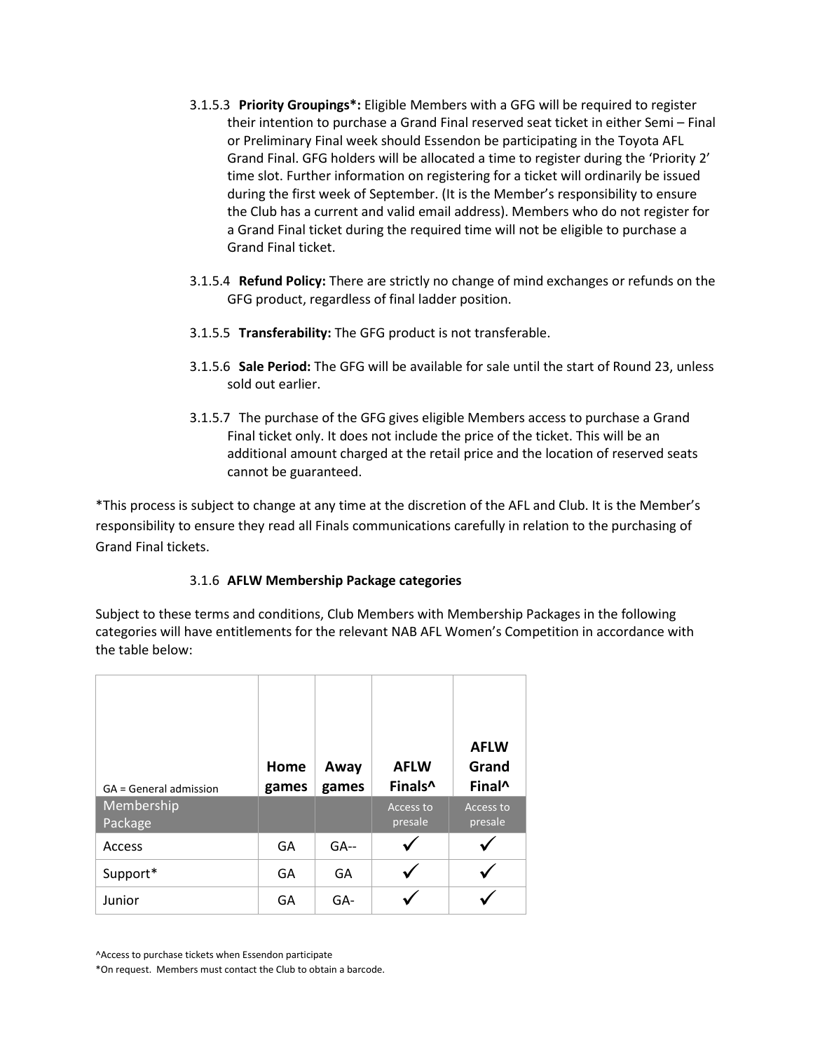3.1.5.3 **Priority Groupings*:** Eligible Members with a GFG will be required to register their intention to purchase a Grand Final reserved seat ticket in either Semi – Final or Preliminary Final week should Essendon be participating in the Toyota AFL Grand Final. GFG holders will be allocated a time to register during the 'Priority 2' time slot. Further information on registering for a ticket will ordinarily be issued during the first week of September. (It is the Member's responsibility to ensure the Club has a current and valid email address). Members who do not register for a Grand Final ticket during the required time will not be eligible to purchase a Grand Final ticket.

3.1.5.4 **Refund Policy:** There are strictly no change of mind exchanges or refunds on the GFG product, regardless of final ladder position.

3.1.5.5 **Transferability:** The GFG product is not transferable.

3.1.5.6 **Sale Period:** The GFG will be available for sale until the start of Round 23, unless sold out earlier.

3.1.5.7 The purchase of the GFG gives eligible Members access to purchase a Grand Final ticket only. It does not include the price of the ticket. This will be an additional amount charged at the retail price and the location of reserved seats cannot be guaranteed.

*This process is subject to change at any time at the discretion of the AFL and Club. It is the Member's responsibility to ensure they read all Finals communications carefully in relation to the purchasing of Grand Final tickets.

3.1.6 **AFLW Membership Package categories**

Subject to these terms and conditions, Club Members with Membership Packages in the following categories will have entitlements for the relevant NAB AFL Women's Competition in accordance with the table below:

| GA = General admission | **Home games** | **Away games** | **AFLW Finals^** | **AFLW Grand Final^** |
|---|---|---|---|---|
| Membership Package | | | Access to presale | Access to presale |
| Access | GA | GA-- | ✓ | ✓ |
| Support* | GA | GA | ✓ | ✓ |
| Junior | GA | GA- | ✓ | ✓ |

^Access to purchase tickets when Essendon participate

*On request. Members must contact the Club to obtain a barcode.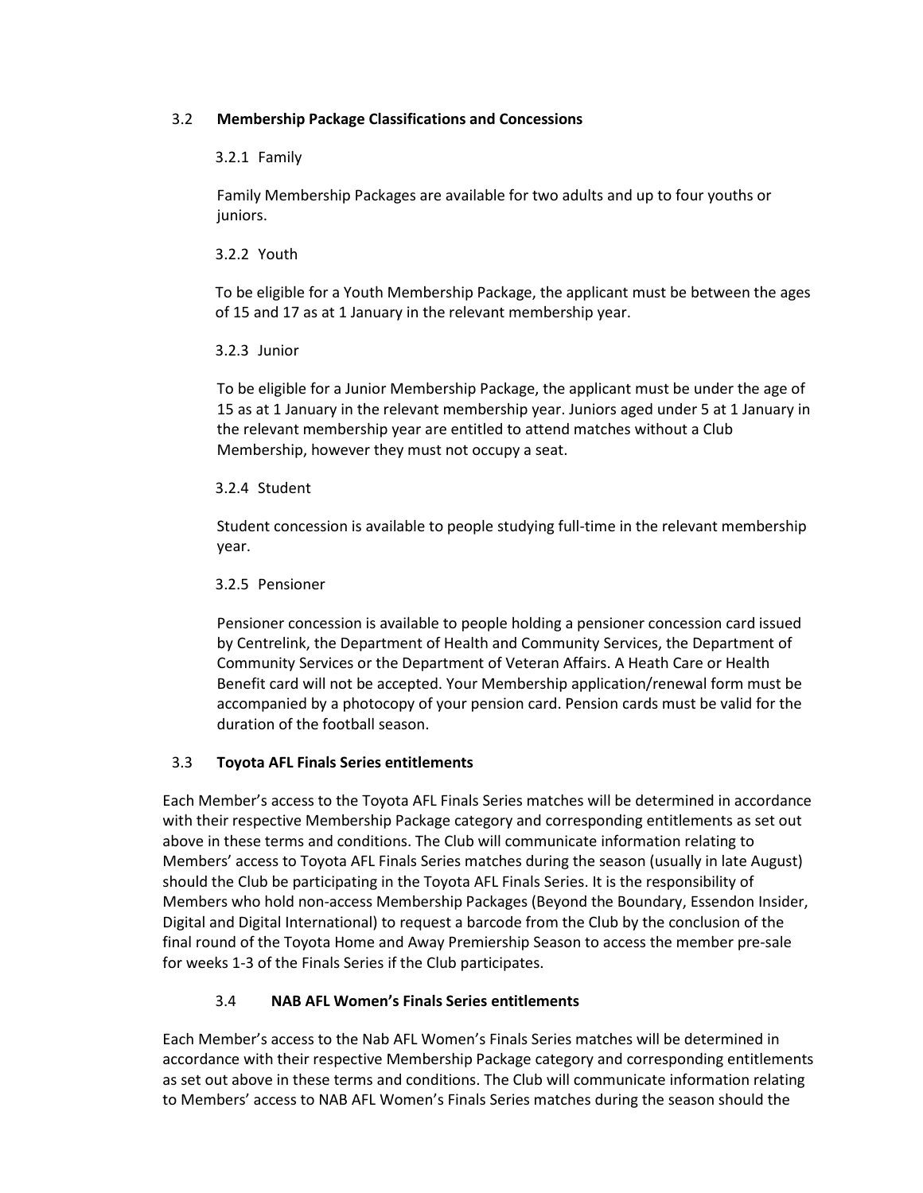## 3.2 Membership Package Classifications and Concessions

### 3.2.1 Family

Family Membership Packages are available for two adults and up to four youths or juniors.

### 3.2.2 Youth

To be eligible for a Youth Membership Package, the applicant must be between the ages of 15 and 17 as at 1 January in the relevant membership year.

### 3.2.3 Junior

To be eligible for a Junior Membership Package, the applicant must be under the age of 15 as at 1 January in the relevant membership year. Juniors aged under 5 at 1 January in the relevant membership year are entitled to attend matches without a Club Membership, however they must not occupy a seat.

### 3.2.4 Student

Student concession is available to people studying full-time in the relevant membership year.

### 3.2.5 Pensioner

Pensioner concession is available to people holding a pensioner concession card issued by Centrelink, the Department of Health and Community Services, the Department of Community Services or the Department of Veteran Affairs. A Heath Care or Health Benefit card will not be accepted. Your Membership application/renewal form must be accompanied by a photocopy of your pension card. Pension cards must be valid for the duration of the football season.

## 3.3 Toyota AFL Finals Series entitlements

Each Member's access to the Toyota AFL Finals Series matches will be determined in accordance with their respective Membership Package category and corresponding entitlements as set out above in these terms and conditions. The Club will communicate information relating to Members' access to Toyota AFL Finals Series matches during the season (usually in late August) should the Club be participating in the Toyota AFL Finals Series. It is the responsibility of Members who hold non-access Membership Packages (Beyond the Boundary, Essendon Insider, Digital and Digital International) to request a barcode from the Club by the conclusion of the final round of the Toyota Home and Away Premiership Season to access the member pre-sale for weeks 1-3 of the Finals Series if the Club participates.

## 3.4 NAB AFL Women's Finals Series entitlements

Each Member's access to the Nab AFL Women's Finals Series matches will be determined in accordance with their respective Membership Package category and corresponding entitlements as set out above in these terms and conditions. The Club will communicate information relating to Members' access to NAB AFL Women's Finals Series matches during the season should the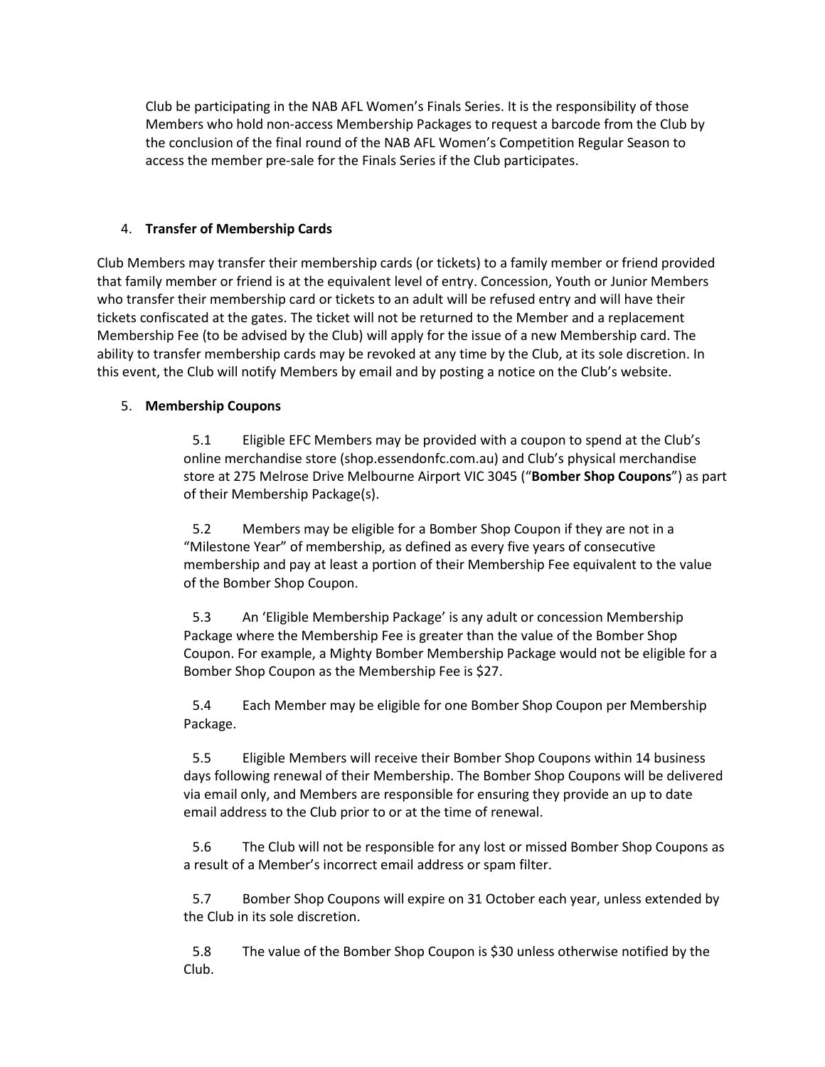Club be participating in the NAB AFL Women's Finals Series. It is the responsibility of those Members who hold non-access Membership Packages to request a barcode from the Club by the conclusion of the final round of the NAB AFL Women's Competition Regular Season to access the member pre-sale for the Finals Series if the Club participates.

4. **Transfer of Membership Cards**

Club Members may transfer their membership cards (or tickets) to a family member or friend provided that family member or friend is at the equivalent level of entry. Concession, Youth or Junior Members who transfer their membership card or tickets to an adult will be refused entry and will have their tickets confiscated at the gates. The ticket will not be returned to the Member and a replacement Membership Fee (to be advised by the Club) will apply for the issue of a new Membership card. The ability to transfer membership cards may be revoked at any time by the Club, at its sole discretion. In this event, the Club will notify Members by email and by posting a notice on the Club's website.

5. **Membership Coupons**

5.1 Eligible EFC Members may be provided with a coupon to spend at the Club's online merchandise store (shop.essendonfc.com.au) and Club's physical merchandise store at 275 Melrose Drive Melbourne Airport VIC 3045 ("**Bomber Shop Coupons**") as part of their Membership Package(s).

5.2 Members may be eligible for a Bomber Shop Coupon if they are not in a "Milestone Year" of membership, as defined as every five years of consecutive membership and pay at least a portion of their Membership Fee equivalent to the value of the Bomber Shop Coupon.

5.3 An 'Eligible Membership Package' is any adult or concession Membership Package where the Membership Fee is greater than the value of the Bomber Shop Coupon. For example, a Mighty Bomber Membership Package would not be eligible for a Bomber Shop Coupon as the Membership Fee is $27.

5.4 Each Member may be eligible for one Bomber Shop Coupon per Membership Package.

5.5 Eligible Members will receive their Bomber Shop Coupons within 14 business days following renewal of their Membership. The Bomber Shop Coupons will be delivered via email only, and Members are responsible for ensuring they provide an up to date email address to the Club prior to or at the time of renewal.

5.6 The Club will not be responsible for any lost or missed Bomber Shop Coupons as a result of a Member's incorrect email address or spam filter.

5.7 Bomber Shop Coupons will expire on 31 October each year, unless extended by the Club in its sole discretion.

5.8 The value of the Bomber Shop Coupon is $30 unless otherwise notified by the Club.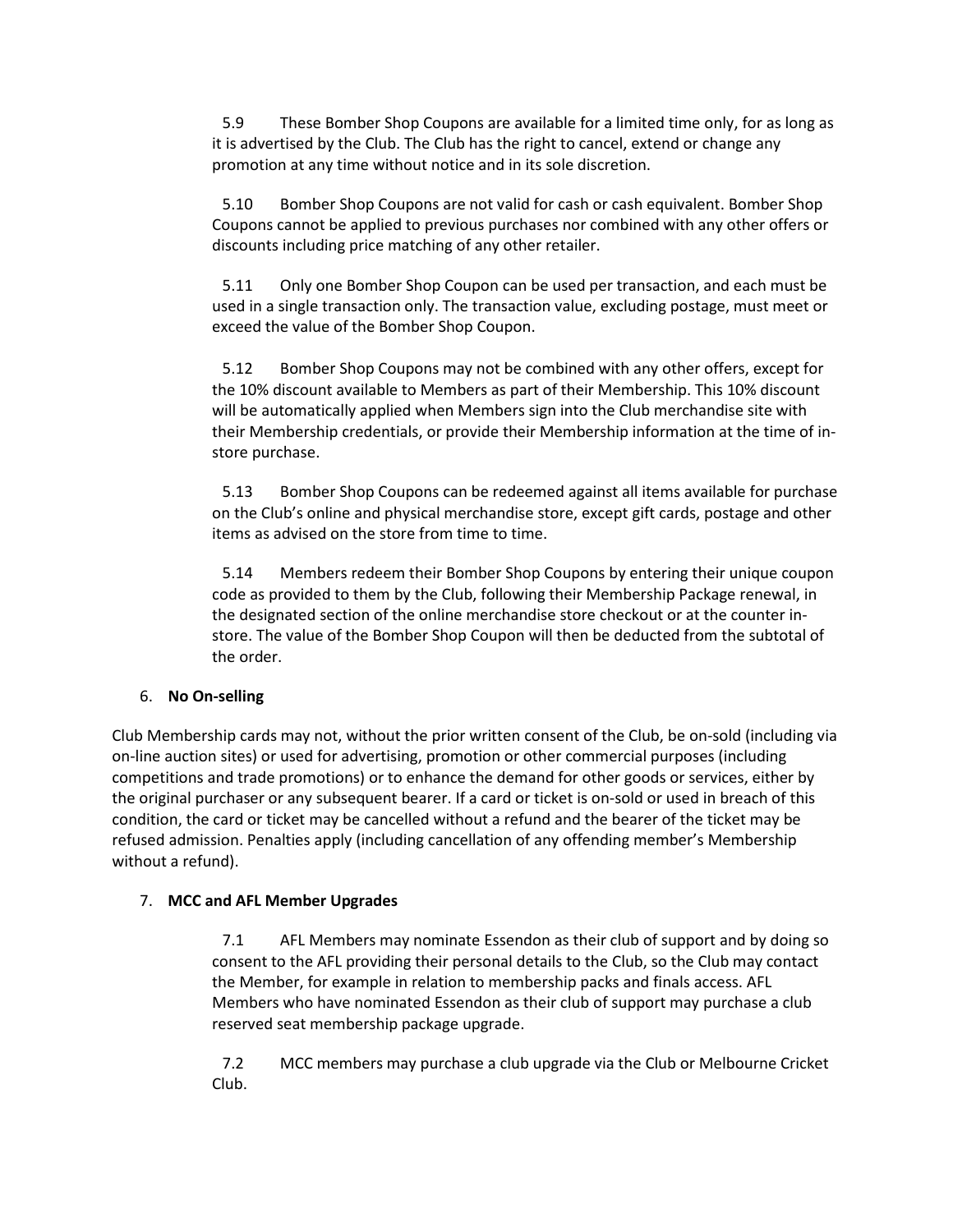5.9 These Bomber Shop Coupons are available for a limited time only, for as long as it is advertised by the Club. The Club has the right to cancel, extend or change any promotion at any time without notice and in its sole discretion.

5.10 Bomber Shop Coupons are not valid for cash or cash equivalent. Bomber Shop Coupons cannot be applied to previous purchases nor combined with any other offers or discounts including price matching of any other retailer.

5.11 Only one Bomber Shop Coupon can be used per transaction, and each must be used in a single transaction only. The transaction value, excluding postage, must meet or exceed the value of the Bomber Shop Coupon.

5.12 Bomber Shop Coupons may not be combined with any other offers, except for the 10% discount available to Members as part of their Membership. This 10% discount will be automatically applied when Members sign into the Club merchandise site with their Membership credentials, or provide their Membership information at the time of in-store purchase.

5.13 Bomber Shop Coupons can be redeemed against all items available for purchase on the Club's online and physical merchandise store, except gift cards, postage and other items as advised on the store from time to time.

5.14 Members redeem their Bomber Shop Coupons by entering their unique coupon code as provided to them by the Club, following their Membership Package renewal, in the designated section of the online merchandise store checkout or at the counter in-store. The value of the Bomber Shop Coupon will then be deducted from the subtotal of the order.

6. **No On-selling**

Club Membership cards may not, without the prior written consent of the Club, be on-sold (including via on-line auction sites) or used for advertising, promotion or other commercial purposes (including competitions and trade promotions) or to enhance the demand for other goods or services, either by the original purchaser or any subsequent bearer. If a card or ticket is on-sold or used in breach of this condition, the card or ticket may be cancelled without a refund and the bearer of the ticket may be refused admission. Penalties apply (including cancellation of any offending member's Membership without a refund).

7. **MCC and AFL Member Upgrades**

7.1 AFL Members may nominate Essendon as their club of support and by doing so consent to the AFL providing their personal details to the Club, so the Club may contact the Member, for example in relation to membership packs and finals access. AFL Members who have nominated Essendon as their club of support may purchase a club reserved seat membership package upgrade.

7.2 MCC members may purchase a club upgrade via the Club or Melbourne Cricket Club.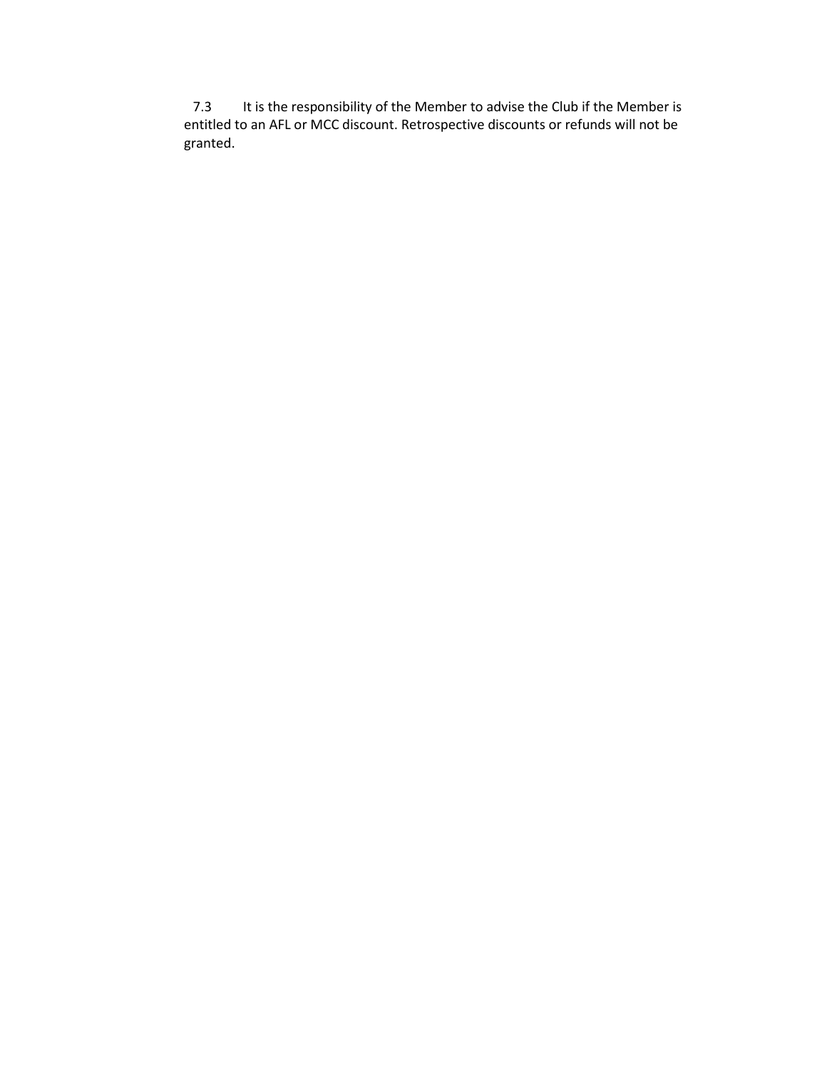7.3 It is the responsibility of the Member to advise the Club if the Member is entitled to an AFL or MCC discount. Retrospective discounts or refunds will not be granted.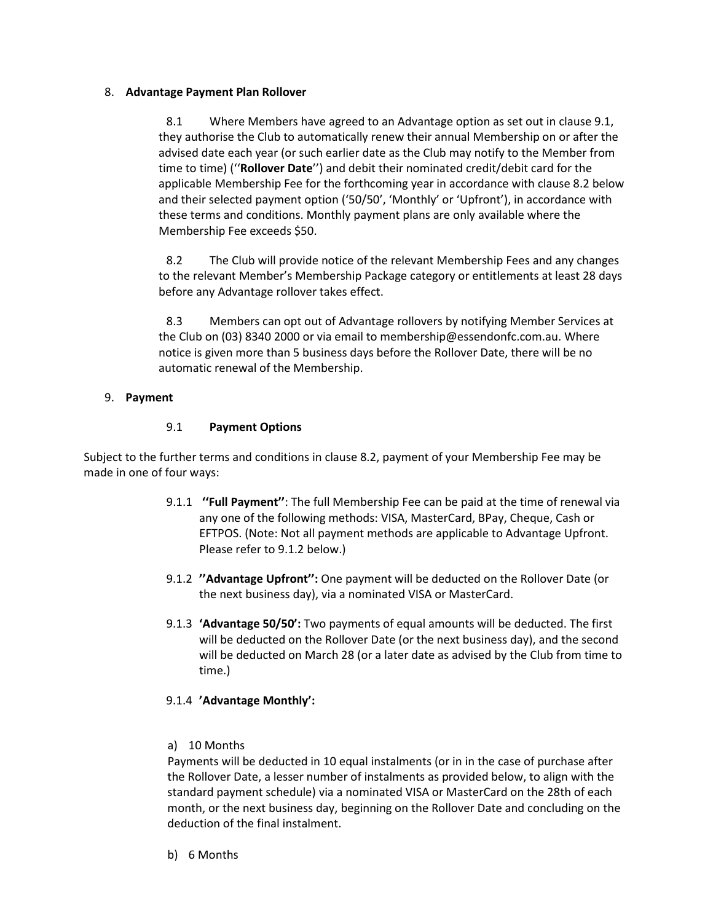8. **Advantage Payment Plan Rollover**

   8.1 Where Members have agreed to an Advantage option as set out in clause 9.1, they authorise the Club to automatically renew their annual Membership on or after the advised date each year (or such earlier date as the Club may notify to the Member from time to time) (''**Rollover Date**'') and debit their nominated credit/debit card for the applicable Membership Fee for the forthcoming year in accordance with clause 8.2 below and their selected payment option ('50/50', 'Monthly' or 'Upfront'), in accordance with these terms and conditions. Monthly payment plans are only available where the Membership Fee exceeds $50.

   8.2 The Club will provide notice of the relevant Membership Fees and any changes to the relevant Member's Membership Package category or entitlements at least 28 days before any Advantage rollover takes effect.

   8.3 Members can opt out of Advantage rollovers by notifying Member Services at the Club on (03) 8340 2000 or via email to membership@essendonfc.com.au. Where notice is given more than 5 business days before the Rollover Date, there will be no automatic renewal of the Membership.

9. **Payment**

   9.1 **Payment Options**

Subject to the further terms and conditions in clause 8.2, payment of your Membership Fee may be made in one of four ways:

9.1.1 **''Full Payment''**: The full Membership Fee can be paid at the time of renewal via any one of the following methods: VISA, MasterCard, BPay, Cheque, Cash or EFTPOS. (Note: Not all payment methods are applicable to Advantage Upfront. Please refer to 9.1.2 below.)

9.1.2 **''Advantage Upfront'':** One payment will be deducted on the Rollover Date (or the next business day), via a nominated VISA or MasterCard.

9.1.3 **'Advantage 50/50':** Two payments of equal amounts will be deducted. The first will be deducted on the Rollover Date (or the next business day), and the second will be deducted on March 28 (or a later date as advised by the Club from time to time.)

9.1.4 **'Advantage Monthly':**

a) 10 Months

Payments will be deducted in 10 equal instalments (or in in the case of purchase after the Rollover Date, a lesser number of instalments as provided below, to align with the standard payment schedule) via a nominated VISA or MasterCard on the 28th of each month, or the next business day, beginning on the Rollover Date and concluding on the deduction of the final instalment.

b) 6 Months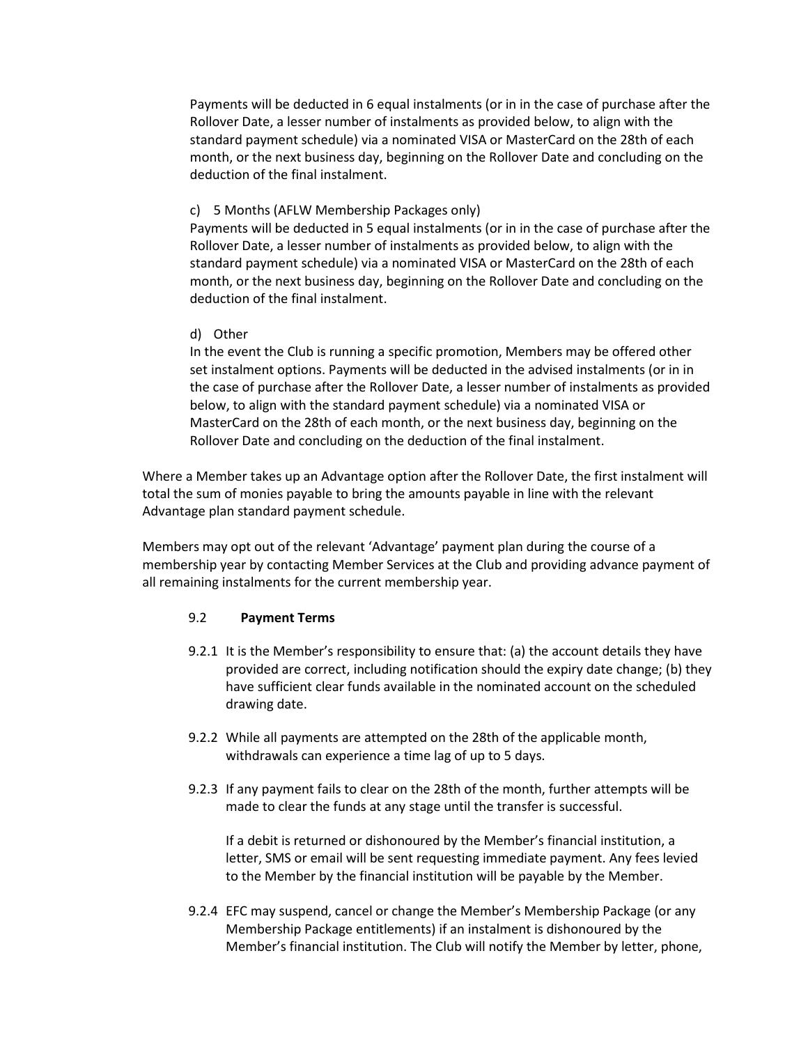Payments will be deducted in 6 equal instalments (or in in the case of purchase after the Rollover Date, a lesser number of instalments as provided below, to align with the standard payment schedule) via a nominated VISA or MasterCard on the 28th of each month, or the next business day, beginning on the Rollover Date and concluding on the deduction of the final instalment.

c) 5 Months (AFLW Membership Packages only)
Payments will be deducted in 5 equal instalments (or in in the case of purchase after the Rollover Date, a lesser number of instalments as provided below, to align with the standard payment schedule) via a nominated VISA or MasterCard on the 28th of each month, or the next business day, beginning on the Rollover Date and concluding on the deduction of the final instalment.

d) Other
In the event the Club is running a specific promotion, Members may be offered other set instalment options. Payments will be deducted in the advised instalments (or in in the case of purchase after the Rollover Date, a lesser number of instalments as provided below, to align with the standard payment schedule) via a nominated VISA or MasterCard on the 28th of each month, or the next business day, beginning on the Rollover Date and concluding on the deduction of the final instalment.

Where a Member takes up an Advantage option after the Rollover Date, the first instalment will total the sum of monies payable to bring the amounts payable in line with the relevant Advantage plan standard payment schedule.

Members may opt out of the relevant 'Advantage' payment plan during the course of a membership year by contacting Member Services at the Club and providing advance payment of all remaining instalments for the current membership year.

9.2 **Payment Terms**

9.2.1 It is the Member's responsibility to ensure that: (a) the account details they have provided are correct, including notification should the expiry date change; (b) they have sufficient clear funds available in the nominated account on the scheduled drawing date.

9.2.2 While all payments are attempted on the 28th of the applicable month, withdrawals can experience a time lag of up to 5 days.

9.2.3 If any payment fails to clear on the 28th of the month, further attempts will be made to clear the funds at any stage until the transfer is successful.

If a debit is returned or dishonoured by the Member's financial institution, a letter, SMS or email will be sent requesting immediate payment. Any fees levied to the Member by the financial institution will be payable by the Member.

9.2.4 EFC may suspend, cancel or change the Member's Membership Package (or any Membership Package entitlements) if an instalment is dishonoured by the Member's financial institution. The Club will notify the Member by letter, phone,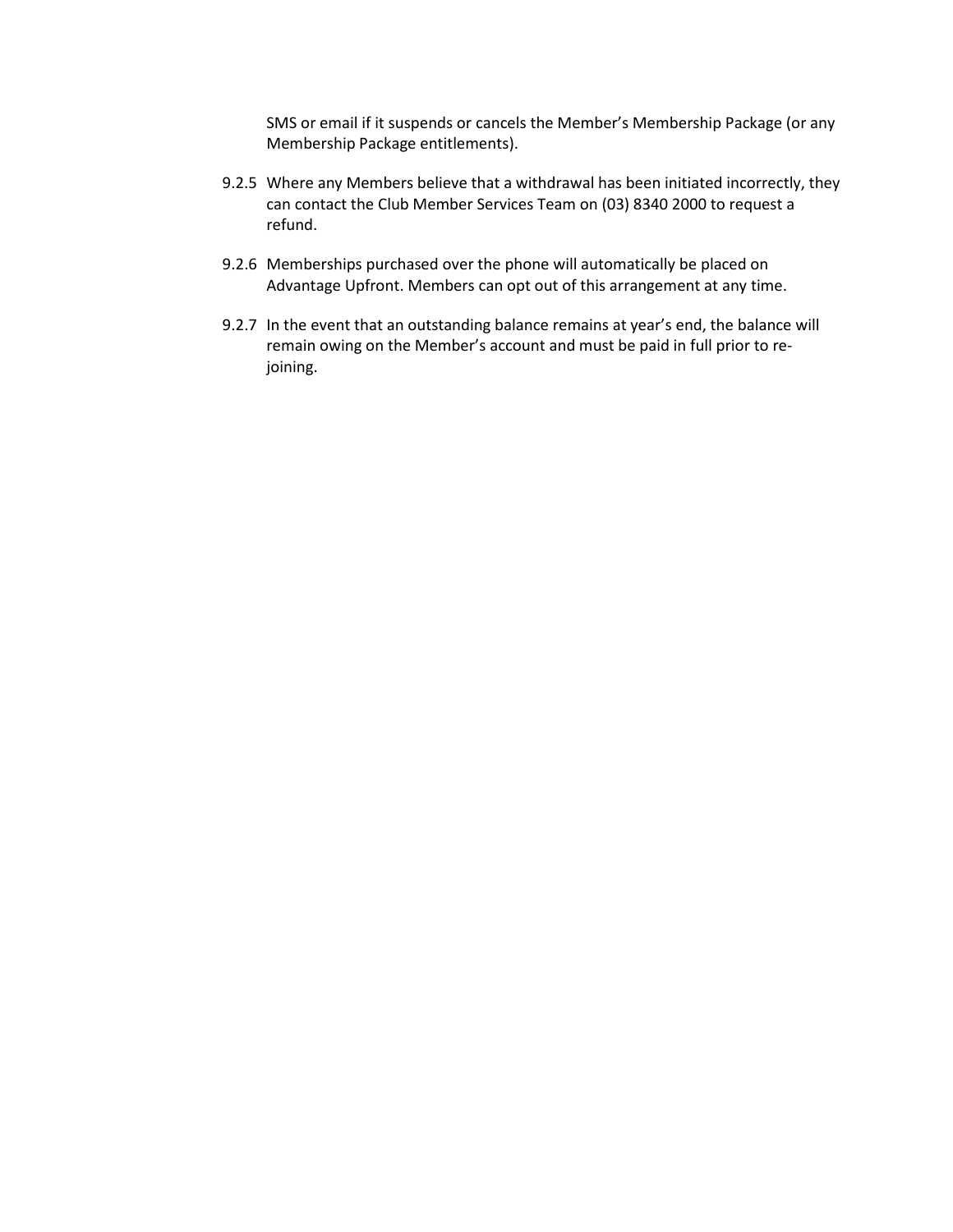SMS or email if it suspends or cancels the Member's Membership Package (or any Membership Package entitlements).

9.2.5 Where any Members believe that a withdrawal has been initiated incorrectly, they can contact the Club Member Services Team on (03) 8340 2000 to request a refund.

9.2.6 Memberships purchased over the phone will automatically be placed on Advantage Upfront. Members can opt out of this arrangement at any time.

9.2.7 In the event that an outstanding balance remains at year's end, the balance will remain owing on the Member's account and must be paid in full prior to re-joining.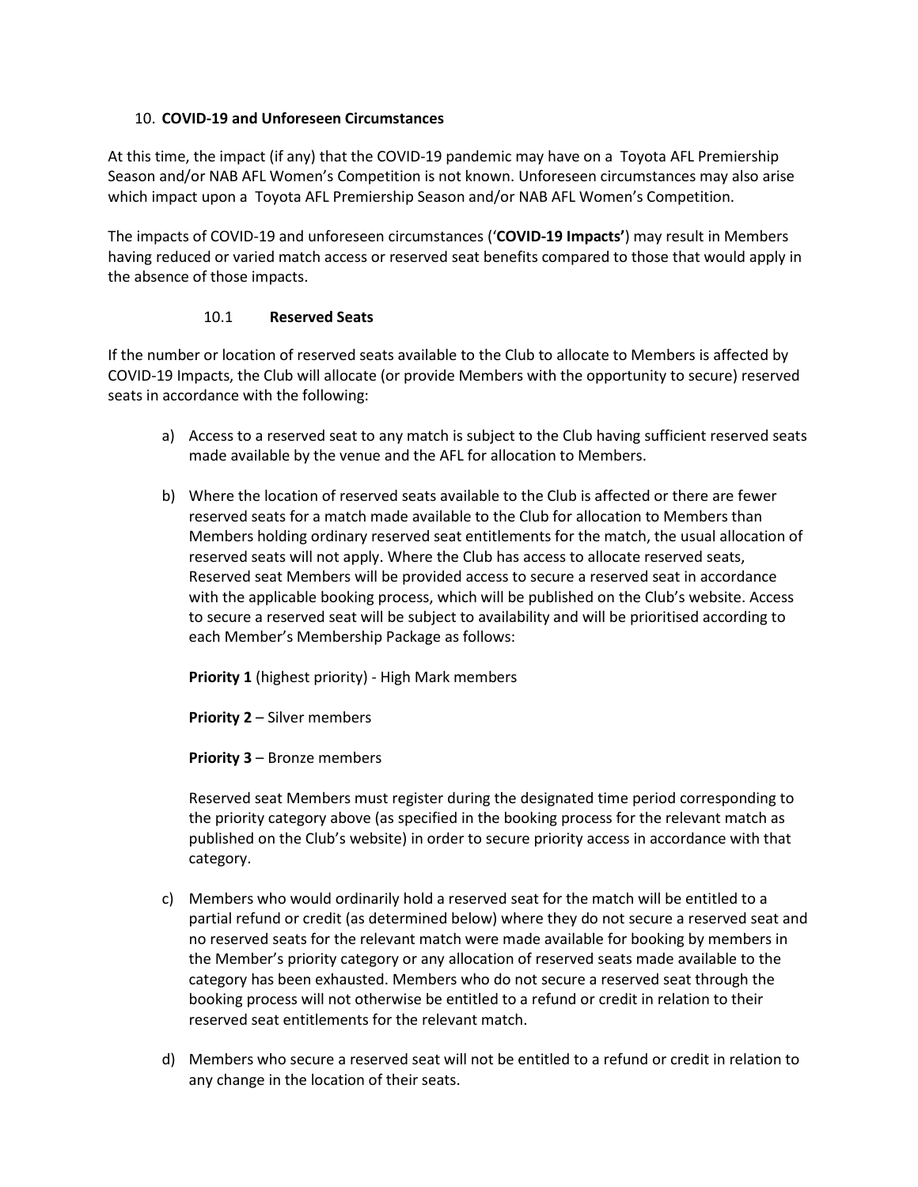## 10. **COVID-19 and Unforeseen Circumstances**

At this time, the impact (if any) that the COVID-19 pandemic may have on a Toyota AFL Premiership Season and/or NAB AFL Women's Competition is not known. Unforeseen circumstances may also arise which impact upon a Toyota AFL Premiership Season and/or NAB AFL Women's Competition.

The impacts of COVID-19 and unforeseen circumstances ('**COVID-19 Impacts'**) may result in Members having reduced or varied match access or reserved seat benefits compared to those that would apply in the absence of those impacts.

### 10.1 **Reserved Seats**

If the number or location of reserved seats available to the Club to allocate to Members is affected by COVID-19 Impacts, the Club will allocate (or provide Members with the opportunity to secure) reserved seats in accordance with the following:

a) Access to a reserved seat to any match is subject to the Club having sufficient reserved seats made available by the venue and the AFL for allocation to Members.

b) Where the location of reserved seats available to the Club is affected or there are fewer reserved seats for a match made available to the Club for allocation to Members than Members holding ordinary reserved seat entitlements for the match, the usual allocation of reserved seats will not apply. Where the Club has access to allocate reserved seats, Reserved seat Members will be provided access to secure a reserved seat in accordance with the applicable booking process, which will be published on the Club's website. Access to secure a reserved seat will be subject to availability and will be prioritised according to each Member's Membership Package as follows:

   **Priority 1** (highest priority) - High Mark members

   **Priority 2** – Silver members

   **Priority 3** – Bronze members

   Reserved seat Members must register during the designated time period corresponding to the priority category above (as specified in the booking process for the relevant match as published on the Club's website) in order to secure priority access in accordance with that category.

c) Members who would ordinarily hold a reserved seat for the match will be entitled to a partial refund or credit (as determined below) where they do not secure a reserved seat and no reserved seats for the relevant match were made available for booking by members in the Member's priority category or any allocation of reserved seats made available to the category has been exhausted. Members who do not secure a reserved seat through the booking process will not otherwise be entitled to a refund or credit in relation to their reserved seat entitlements for the relevant match.

d) Members who secure a reserved seat will not be entitled to a refund or credit in relation to any change in the location of their seats.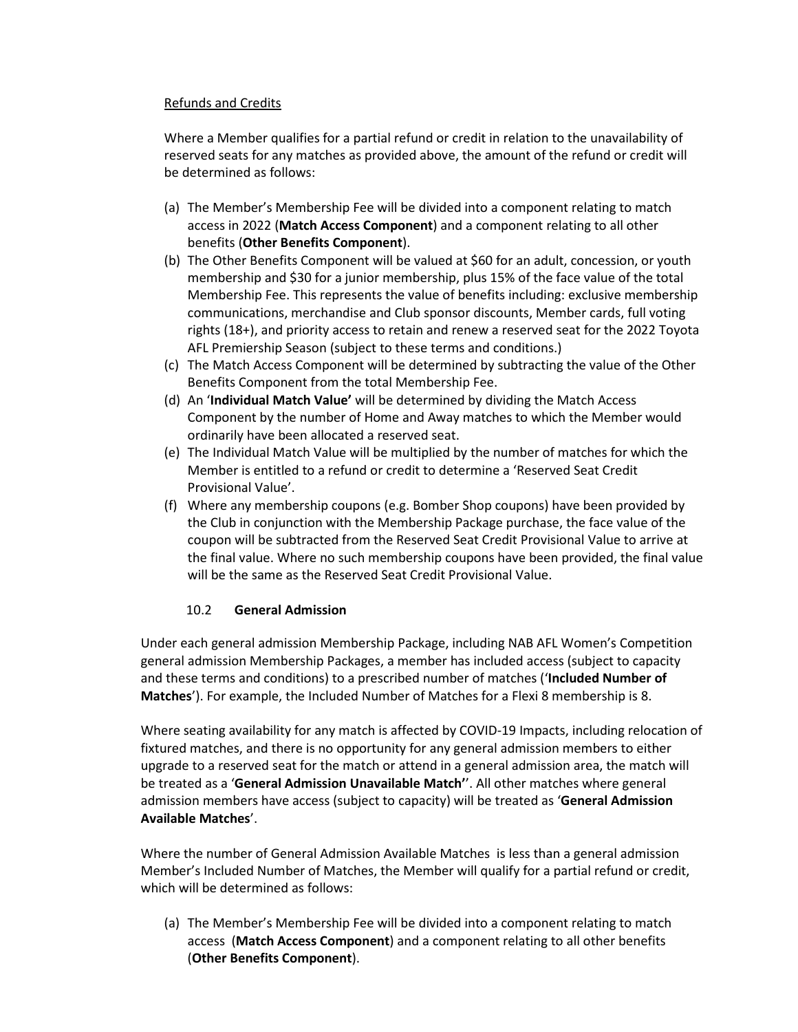Refunds and Credits

Where a Member qualifies for a partial refund or credit in relation to the unavailability of reserved seats for any matches as provided above, the amount of the refund or credit will be determined as follows:

(a) The Member's Membership Fee will be divided into a component relating to match access in 2022 (**Match Access Component**) and a component relating to all other benefits (**Other Benefits Component**).
(b) The Other Benefits Component will be valued at $60 for an adult, concession, or youth membership and $30 for a junior membership, plus 15% of the face value of the total Membership Fee. This represents the value of benefits including: exclusive membership communications, merchandise and Club sponsor discounts, Member cards, full voting rights (18+), and priority access to retain and renew a reserved seat for the 2022 Toyota AFL Premiership Season (subject to these terms and conditions.)
(c) The Match Access Component will be determined by subtracting the value of the Other Benefits Component from the total Membership Fee.
(d) An '**Individual Match Value'** will be determined by dividing the Match Access Component by the number of Home and Away matches to which the Member would ordinarily have been allocated a reserved seat.
(e) The Individual Match Value will be multiplied by the number of matches for which the Member is entitled to a refund or credit to determine a 'Reserved Seat Credit Provisional Value'.
(f) Where any membership coupons (e.g. Bomber Shop coupons) have been provided by the Club in conjunction with the Membership Package purchase, the face value of the coupon will be subtracted from the Reserved Seat Credit Provisional Value to arrive at the final value. Where no such membership coupons have been provided, the final value will be the same as the Reserved Seat Credit Provisional Value.

### 10.2 General Admission

Under each general admission Membership Package, including NAB AFL Women's Competition general admission Membership Packages, a member has included access (subject to capacity and these terms and conditions) to a prescribed number of matches ('**Included Number of Matches**'). For example, the Included Number of Matches for a Flexi 8 membership is 8.

Where seating availability for any match is affected by COVID-19 Impacts, including relocation of fixtured matches, and there is no opportunity for any general admission members to either upgrade to a reserved seat for the match or attend in a general admission area, the match will be treated as a '**General Admission Unavailable Match'**'. All other matches where general admission members have access (subject to capacity) will be treated as '**General Admission Available Matches**'.

Where the number of General Admission Available Matches is less than a general admission Member's Included Number of Matches, the Member will qualify for a partial refund or credit, which will be determined as follows:

(a) The Member's Membership Fee will be divided into a component relating to match access (**Match Access Component**) and a component relating to all other benefits (**Other Benefits Component**).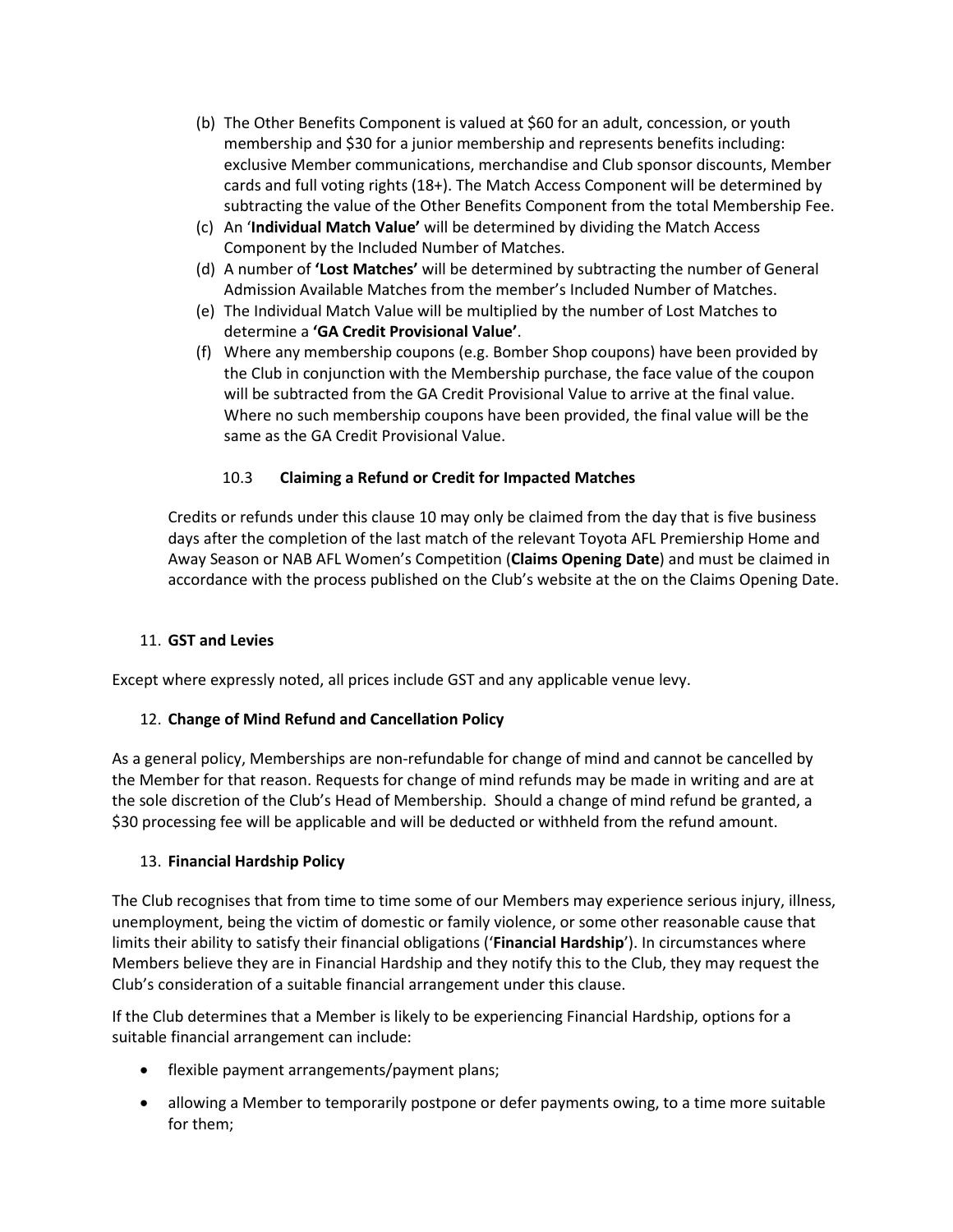(b) The Other Benefits Component is valued at $60 for an adult, concession, or youth membership and $30 for a junior membership and represents benefits including: exclusive Member communications, merchandise and Club sponsor discounts, Member cards and full voting rights (18+). The Match Access Component will be determined by subtracting the value of the Other Benefits Component from the total Membership Fee.

(c) An '**Individual Match Value'** will be determined by dividing the Match Access Component by the Included Number of Matches.

(d) A number of **'Lost Matches'** will be determined by subtracting the number of General Admission Available Matches from the member's Included Number of Matches.

(e) The Individual Match Value will be multiplied by the number of Lost Matches to determine a **'GA Credit Provisional Value'**.

(f) Where any membership coupons (e.g. Bomber Shop coupons) have been provided by the Club in conjunction with the Membership purchase, the face value of the coupon will be subtracted from the GA Credit Provisional Value to arrive at the final value. Where no such membership coupons have been provided, the final value will be the same as the GA Credit Provisional Value.

### 10.3 Claiming a Refund or Credit for Impacted Matches

Credits or refunds under this clause 10 may only be claimed from the day that is five business days after the completion of the last match of the relevant Toyota AFL Premiership Home and Away Season or NAB AFL Women's Competition (**Claims Opening Date**) and must be claimed in accordance with the process published on the Club's website at the on the Claims Opening Date.

## 11. GST and Levies

Except where expressly noted, all prices include GST and any applicable venue levy.

## 12. Change of Mind Refund and Cancellation Policy

As a general policy, Memberships are non-refundable for change of mind and cannot be cancelled by the Member for that reason. Requests for change of mind refunds may be made in writing and are at the sole discretion of the Club's Head of Membership. Should a change of mind refund be granted, a $30 processing fee will be applicable and will be deducted or withheld from the refund amount.

## 13. Financial Hardship Policy

The Club recognises that from time to time some of our Members may experience serious injury, illness, unemployment, being the victim of domestic or family violence, or some other reasonable cause that limits their ability to satisfy their financial obligations ('**Financial Hardship**'). In circumstances where Members believe they are in Financial Hardship and they notify this to the Club, they may request the Club's consideration of a suitable financial arrangement under this clause.

If the Club determines that a Member is likely to be experiencing Financial Hardship, options for a suitable financial arrangement can include:

- flexible payment arrangements/payment plans;
- allowing a Member to temporarily postpone or defer payments owing, to a time more suitable for them;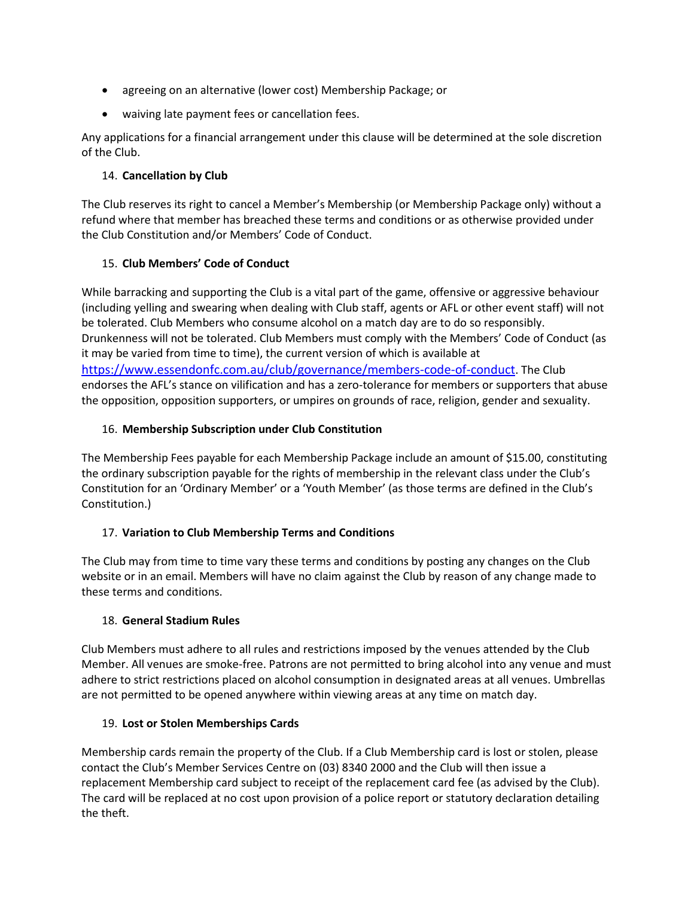- agreeing on an alternative (lower cost) Membership Package; or
- waiving late payment fees or cancellation fees.

Any applications for a financial arrangement under this clause will be determined at the sole discretion of the Club.

14. **Cancellation by Club**

The Club reserves its right to cancel a Member's Membership (or Membership Package only) without a refund where that member has breached these terms and conditions or as otherwise provided under the Club Constitution and/or Members' Code of Conduct.

15. **Club Members' Code of Conduct**

While barracking and supporting the Club is a vital part of the game, offensive or aggressive behaviour (including yelling and swearing when dealing with Club staff, agents or AFL or other event staff) will not be tolerated. Club Members who consume alcohol on a match day are to do so responsibly. Drunkenness will not be tolerated. Club Members must comply with the Members' Code of Conduct (as it may be varied from time to time), the current version of which is available at [https://www.essendonfc.com.au/club/governance/members-code-of-conduct](https://www.essendonfc.com.au/club/governance/members-code-of-conduct). The Club endorses the AFL's stance on vilification and has a zero-tolerance for members or supporters that abuse the opposition, opposition supporters, or umpires on grounds of race, religion, gender and sexuality.

16. **Membership Subscription under Club Constitution**

The Membership Fees payable for each Membership Package include an amount of $15.00, constituting the ordinary subscription payable for the rights of membership in the relevant class under the Club's Constitution for an 'Ordinary Member' or a 'Youth Member' (as those terms are defined in the Club's Constitution.)

17. **Variation to Club Membership Terms and Conditions**

The Club may from time to time vary these terms and conditions by posting any changes on the Club website or in an email. Members will have no claim against the Club by reason of any change made to these terms and conditions.

18. **General Stadium Rules**

Club Members must adhere to all rules and restrictions imposed by the venues attended by the Club Member. All venues are smoke-free. Patrons are not permitted to bring alcohol into any venue and must adhere to strict restrictions placed on alcohol consumption in designated areas at all venues. Umbrellas are not permitted to be opened anywhere within viewing areas at any time on match day.

19. **Lost or Stolen Memberships Cards**

Membership cards remain the property of the Club. If a Club Membership card is lost or stolen, please contact the Club's Member Services Centre on (03) 8340 2000 and the Club will then issue a replacement Membership card subject to receipt of the replacement card fee (as advised by the Club). The card will be replaced at no cost upon provision of a police report or statutory declaration detailing the theft.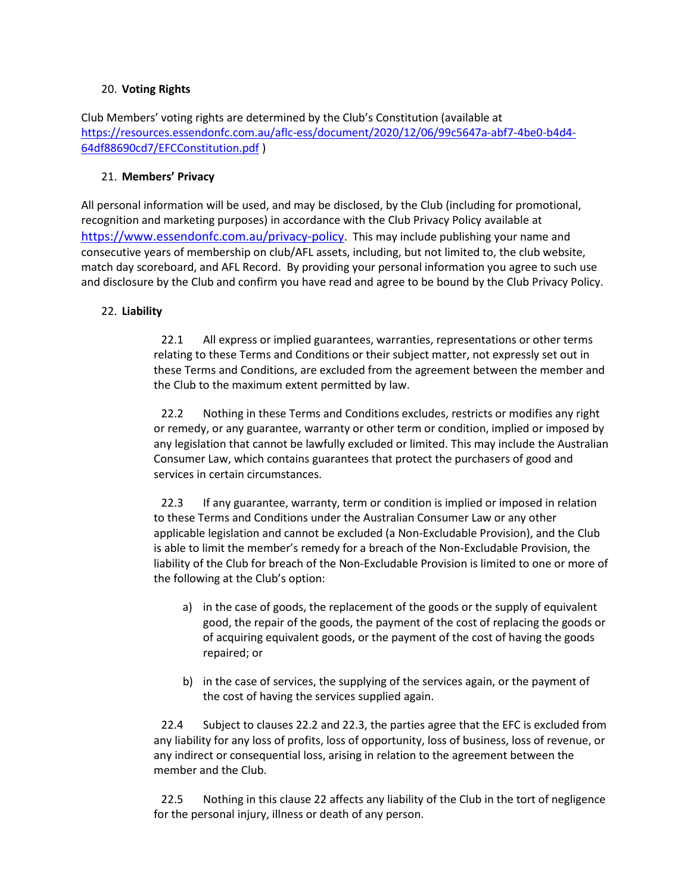20. **Voting Rights**

Club Members' voting rights are determined by the Club's Constitution (available at [https://resources.essendonfc.com.au/aflc-ess/document/2020/12/06/99c5647a-abf7-4be0-b4d4-64df88690cd7/EFCConstitution.pdf](https://resources.essendonfc.com.au/aflc-ess/document/2020/12/06/99c5647a-abf7-4be0-b4d4-64df88690cd7/EFCConstitution.pdf) )

21. **Members' Privacy**

All personal information will be used, and may be disclosed, by the Club (including for promotional, recognition and marketing purposes) in accordance with the Club Privacy Policy available at [https://www.essendonfc.com.au/privacy-policy](https://www.essendonfc.com.au/privacy-policy). This may include publishing your name and consecutive years of membership on club/AFL assets, including, but not limited to, the club website, match day scoreboard, and AFL Record. By providing your personal information you agree to such use and disclosure by the Club and confirm you have read and agree to be bound by the Club Privacy Policy.

22. **Liability**

22.1 All express or implied guarantees, warranties, representations or other terms relating to these Terms and Conditions or their subject matter, not expressly set out in these Terms and Conditions, are excluded from the agreement between the member and the Club to the maximum extent permitted by law.

22.2 Nothing in these Terms and Conditions excludes, restricts or modifies any right or remedy, or any guarantee, warranty or other term or condition, implied or imposed by any legislation that cannot be lawfully excluded or limited. This may include the Australian Consumer Law, which contains guarantees that protect the purchasers of good and services in certain circumstances.

22.3 If any guarantee, warranty, term or condition is implied or imposed in relation to these Terms and Conditions under the Australian Consumer Law or any other applicable legislation and cannot be excluded (a Non-Excludable Provision), and the Club is able to limit the member's remedy for a breach of the Non-Excludable Provision, the liability of the Club for breach of the Non-Excludable Provision is limited to one or more of the following at the Club's option:

a) in the case of goods, the replacement of the goods or the supply of equivalent good, the repair of the goods, the payment of the cost of replacing the goods or of acquiring equivalent goods, or the payment of the cost of having the goods repaired; or

b) in the case of services, the supplying of the services again, or the payment of the cost of having the services supplied again.

22.4 Subject to clauses 22.2 and 22.3, the parties agree that the EFC is excluded from any liability for any loss of profits, loss of opportunity, loss of business, loss of revenue, or any indirect or consequential loss, arising in relation to the agreement between the member and the Club.

22.5 Nothing in this clause 22 affects any liability of the Club in the tort of negligence for the personal injury, illness or death of any person.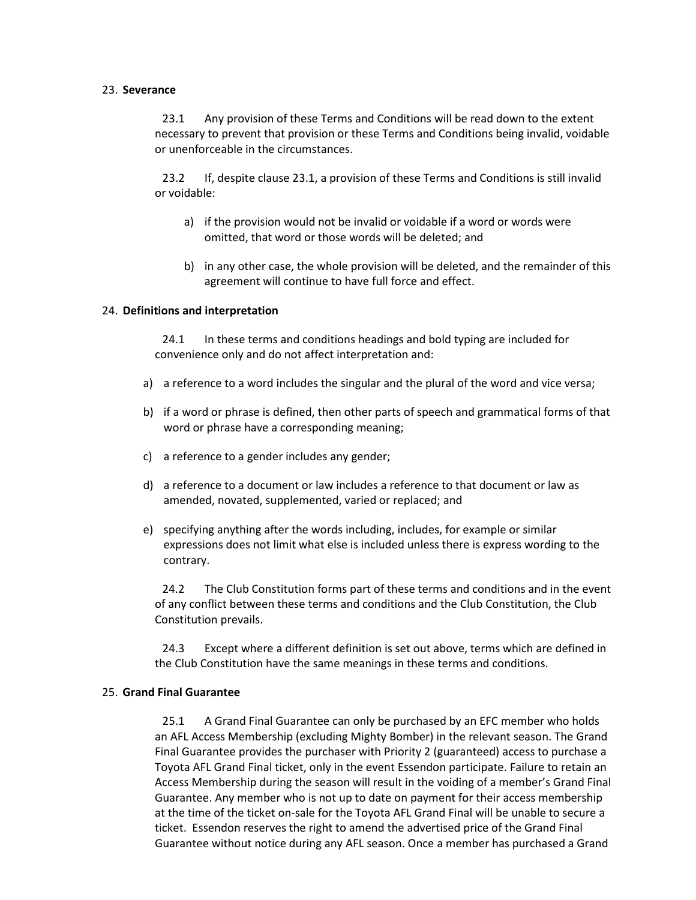23. **Severance**

23.1 Any provision of these Terms and Conditions will be read down to the extent necessary to prevent that provision or these Terms and Conditions being invalid, voidable or unenforceable in the circumstances.

23.2 If, despite clause 23.1, a provision of these Terms and Conditions is still invalid or voidable:

a) if the provision would not be invalid or voidable if a word or words were omitted, that word or those words will be deleted; and

b) in any other case, the whole provision will be deleted, and the remainder of this agreement will continue to have full force and effect.

24. **Definitions and interpretation**

24.1 In these terms and conditions headings and bold typing are included for convenience only and do not affect interpretation and:

a) a reference to a word includes the singular and the plural of the word and vice versa;

b) if a word or phrase is defined, then other parts of speech and grammatical forms of that word or phrase have a corresponding meaning;

c) a reference to a gender includes any gender;

d) a reference to a document or law includes a reference to that document or law as amended, novated, supplemented, varied or replaced; and

e) specifying anything after the words including, includes, for example or similar expressions does not limit what else is included unless there is express wording to the contrary.

24.2 The Club Constitution forms part of these terms and conditions and in the event of any conflict between these terms and conditions and the Club Constitution, the Club Constitution prevails.

24.3 Except where a different definition is set out above, terms which are defined in the Club Constitution have the same meanings in these terms and conditions.

25. **Grand Final Guarantee**

25.1 A Grand Final Guarantee can only be purchased by an EFC member who holds an AFL Access Membership (excluding Mighty Bomber) in the relevant season. The Grand Final Guarantee provides the purchaser with Priority 2 (guaranteed) access to purchase a Toyota AFL Grand Final ticket, only in the event Essendon participate. Failure to retain an Access Membership during the season will result in the voiding of a member's Grand Final Guarantee. Any member who is not up to date on payment for their access membership at the time of the ticket on-sale for the Toyota AFL Grand Final will be unable to secure a ticket. Essendon reserves the right to amend the advertised price of the Grand Final Guarantee without notice during any AFL season. Once a member has purchased a Grand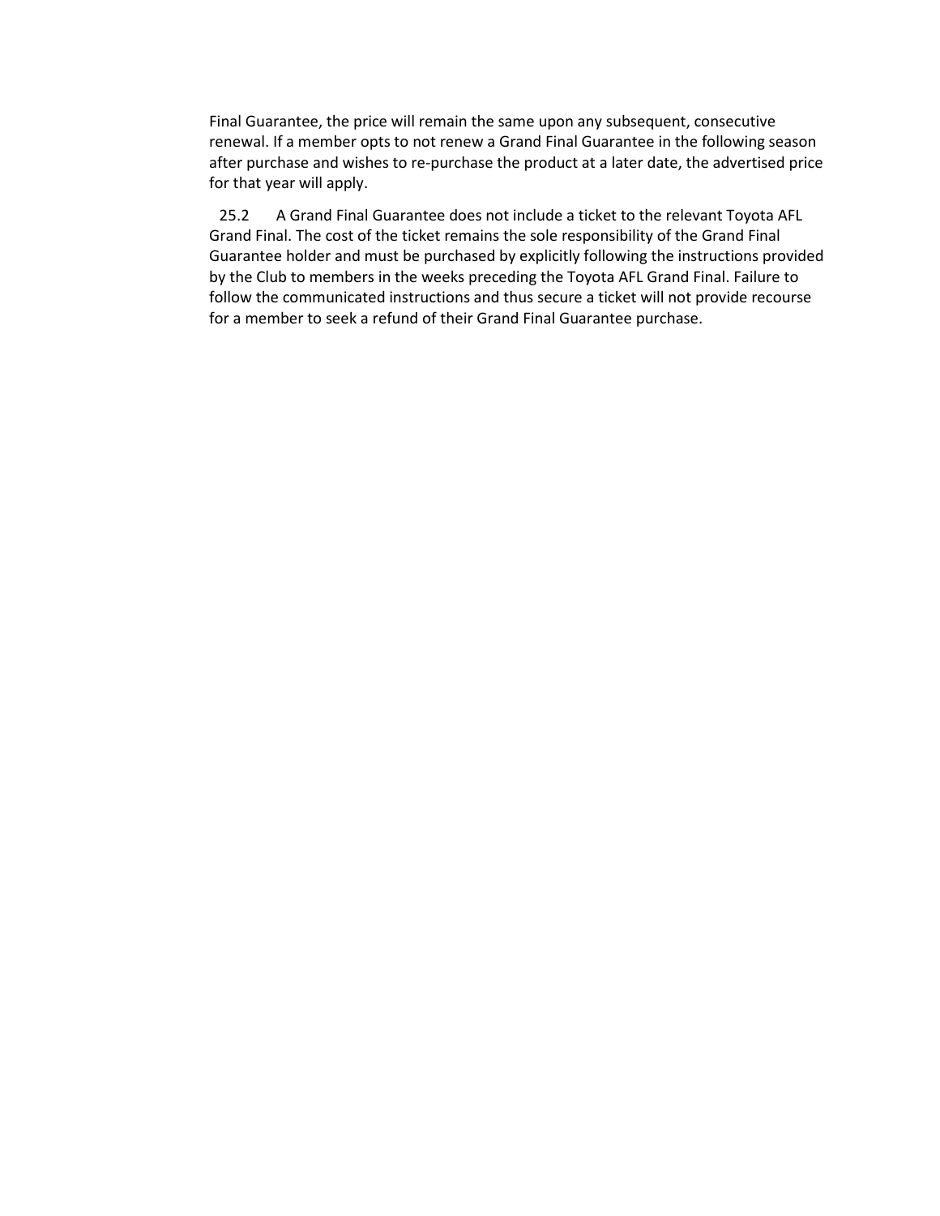Final Guarantee, the price will remain the same upon any subsequent, consecutive renewal. If a member opts to not renew a Grand Final Guarantee in the following season after purchase and wishes to re-purchase the product at a later date, the advertised price for that year will apply.

25.2 A Grand Final Guarantee does not include a ticket to the relevant Toyota AFL Grand Final. The cost of the ticket remains the sole responsibility of the Grand Final Guarantee holder and must be purchased by explicitly following the instructions provided by the Club to members in the weeks preceding the Toyota AFL Grand Final. Failure to follow the communicated instructions and thus secure a ticket will not provide recourse for a member to seek a refund of their Grand Final Guarantee purchase.